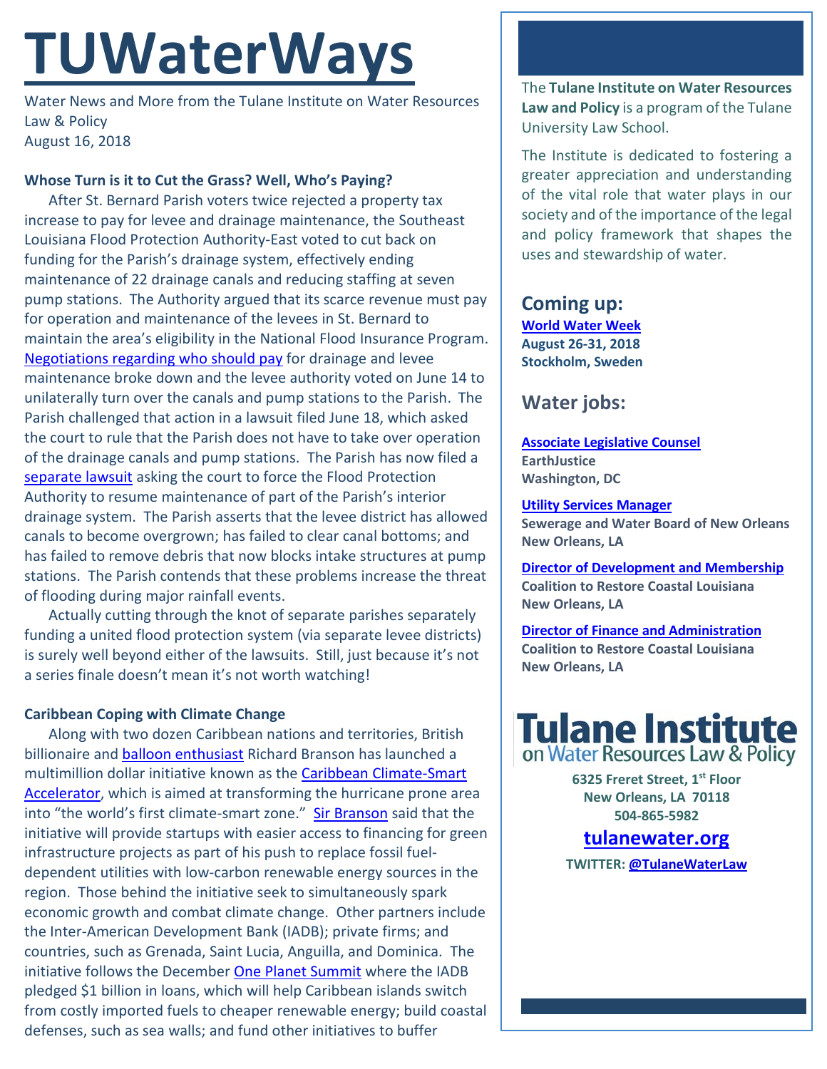# TUWaterWays

Water News and More from the Tulane Institute on Water Resources Law & Policy
August 16, 2018

**Whose Turn is it to Cut the Grass? Well, Who's Paying?**

After St. Bernard Parish voters twice rejected a property tax increase to pay for levee and drainage maintenance, the Southeast Louisiana Flood Protection Authority-East voted to cut back on funding for the Parish's drainage system, effectively ending maintenance of 22 drainage canals and reducing staffing at seven pump stations. The Authority argued that its scarce revenue must pay for operation and maintenance of the levees in St. Bernard to maintain the area's eligibility in the National Flood Insurance Program. Negotiations regarding who should pay for drainage and levee maintenance broke down and the levee authority voted on June 14 to unilaterally turn over the canals and pump stations to the Parish. The Parish challenged that action in a lawsuit filed June 18, which asked the court to rule that the Parish does not have to take over operation of the drainage canals and pump stations. The Parish has now filed a separate lawsuit asking the court to force the Flood Protection Authority to resume maintenance of part of the Parish's interior drainage system. The Parish asserts that the levee district has allowed canals to become overgrown; has failed to clear canal bottoms; and has failed to remove debris that now blocks intake structures at pump stations. The Parish contends that these problems increase the threat of flooding during major rainfall events.

Actually cutting through the knot of separate parishes separately funding a united flood protection system (via separate levee districts) is surely well beyond either of the lawsuits. Still, just because it's not a series finale doesn't mean it's not worth watching!

**Caribbean Coping with Climate Change**

Along with two dozen Caribbean nations and territories, British billionaire and balloon enthusiast Richard Branson has launched a multimillion dollar initiative known as the Caribbean Climate-Smart Accelerator, which is aimed at transforming the hurricane prone area into "the world's first climate-smart zone." Sir Branson said that the initiative will provide startups with easier access to financing for green infrastructure projects as part of his push to replace fossil fuel-dependent utilities with low-carbon renewable energy sources in the region. Those behind the initiative seek to simultaneously spark economic growth and combat climate change. Other partners include the Inter-American Development Bank (IADB); private firms; and countries, such as Grenada, Saint Lucia, Anguilla, and Dominica. The initiative follows the December One Planet Summit where the IADB pledged $1 billion in loans, which will help Caribbean islands switch from costly imported fuels to cheaper renewable energy; build coastal defenses, such as sea walls; and fund other initiatives to buffer

The **Tulane Institute on Water Resources Law and Policy** is a program of the Tulane University Law School.

The Institute is dedicated to fostering a greater appreciation and understanding of the vital role that water plays in our society and of the importance of the legal and policy framework that shapes the uses and stewardship of water.

## Coming up:

**World Water Week**
**August 26-31, 2018**
**Stockholm, Sweden**

## Water jobs:

**Associate Legislative Counsel**
**EarthJustice**
**Washington, DC**

**Utility Services Manager**
**Sewerage and Water Board of New Orleans**
**New Orleans, LA**

**Director of Development and Membership**
**Coalition to Restore Coastal Louisiana**
**New Orleans, LA**

**Director of Finance and Administration**
**Coalition to Restore Coastal Louisiana**
**New Orleans, LA**

**Tulane Institute on Water Resources Law & Policy**

**6325 Freret Street, 1st Floor**
**New Orleans, LA 70118**
**504-865-5982**

**tulanewater.org**

**TWITTER: @TulaneWaterLaw**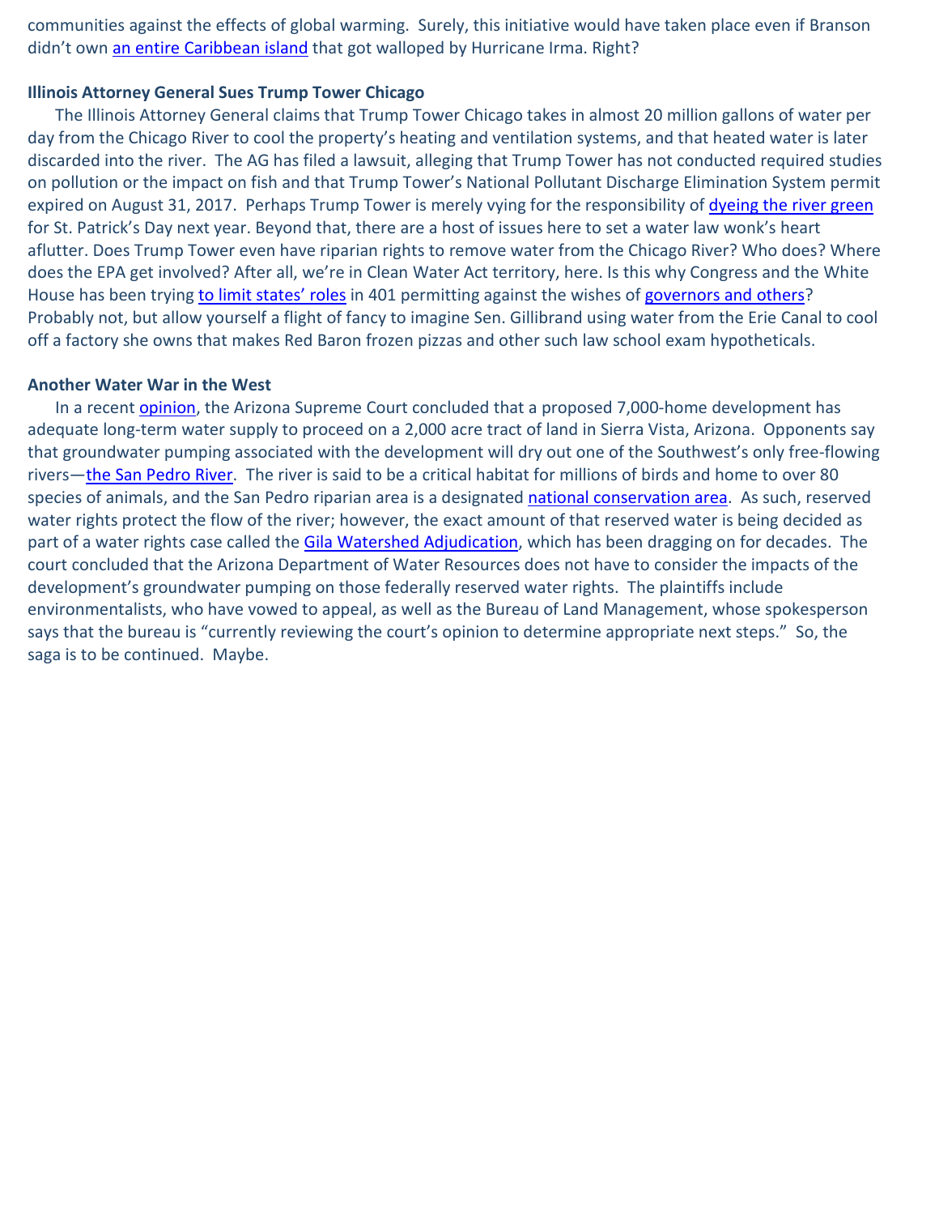communities against the effects of global warming. Surely, this initiative would have taken place even if Branson didn't own an entire Caribbean island that got walloped by Hurricane Irma. Right?

**Illinois Attorney General Sues Trump Tower Chicago**

The Illinois Attorney General claims that Trump Tower Chicago takes in almost 20 million gallons of water per day from the Chicago River to cool the property's heating and ventilation systems, and that heated water is later discarded into the river. The AG has filed a lawsuit, alleging that Trump Tower has not conducted required studies on pollution or the impact on fish and that Trump Tower's National Pollutant Discharge Elimination System permit expired on August 31, 2017. Perhaps Trump Tower is merely vying for the responsibility of dyeing the river green for St. Patrick's Day next year. Beyond that, there are a host of issues here to set a water law wonk's heart aflutter. Does Trump Tower even have riparian rights to remove water from the Chicago River? Who does? Where does the EPA get involved? After all, we're in Clean Water Act territory, here. Is this why Congress and the White House has been trying to limit states' roles in 401 permitting against the wishes of governors and others? Probably not, but allow yourself a flight of fancy to imagine Sen. Gillibrand using water from the Erie Canal to cool off a factory she owns that makes Red Baron frozen pizzas and other such law school exam hypotheticals.

**Another Water War in the West**

In a recent opinion, the Arizona Supreme Court concluded that a proposed 7,000-home development has adequate long-term water supply to proceed on a 2,000 acre tract of land in Sierra Vista, Arizona. Opponents say that groundwater pumping associated with the development will dry out one of the Southwest's only free-flowing rivers—the San Pedro River. The river is said to be a critical habitat for millions of birds and home to over 80 species of animals, and the San Pedro riparian area is a designated national conservation area. As such, reserved water rights protect the flow of the river; however, the exact amount of that reserved water is being decided as part of a water rights case called the Gila Watershed Adjudication, which has been dragging on for decades. The court concluded that the Arizona Department of Water Resources does not have to consider the impacts of the development's groundwater pumping on those federally reserved water rights. The plaintiffs include environmentalists, who have vowed to appeal, as well as the Bureau of Land Management, whose spokesperson says that the bureau is "currently reviewing the court's opinion to determine appropriate next steps." So, the saga is to be continued. Maybe.